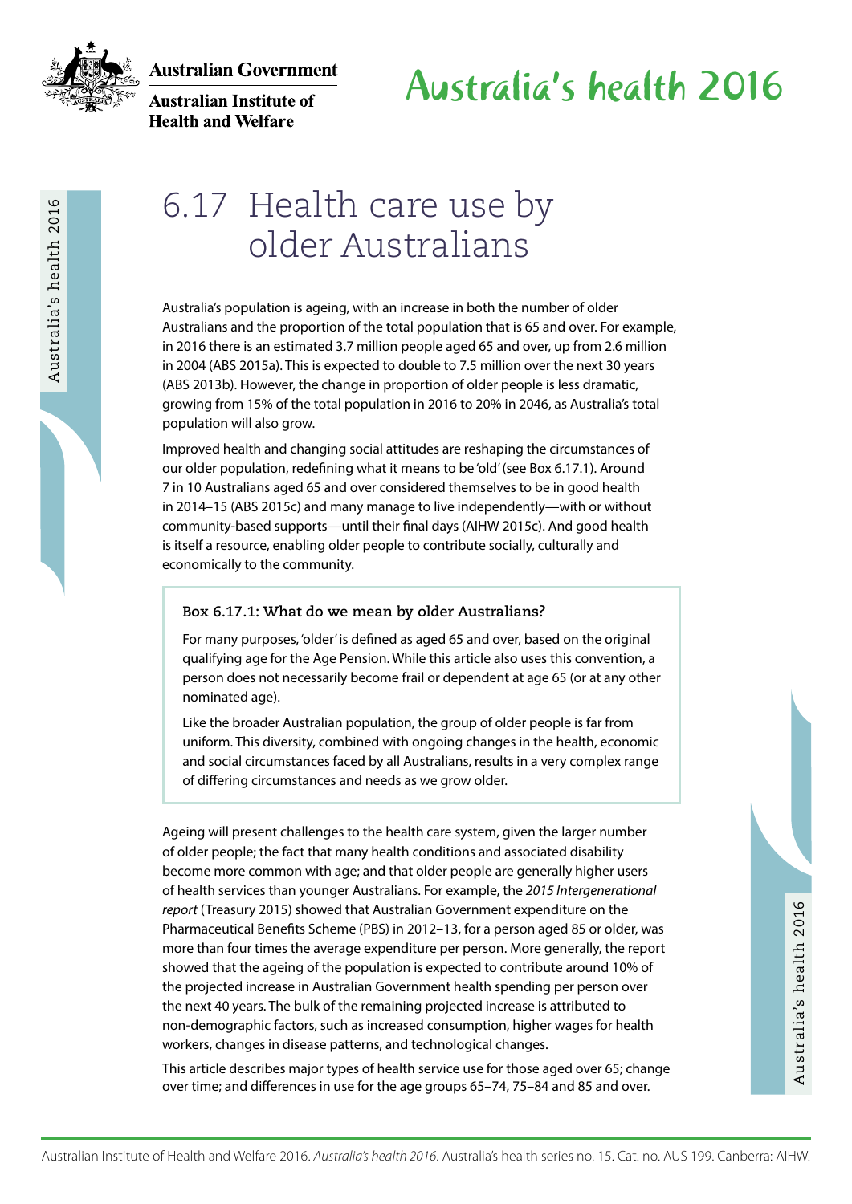# 6.17 Health care use by older Australians

Australia's population is ageing, with an increase in both the number of older Australians and the proportion of the total population that is 65 and over. For example, in 2016 there is an estimated 3.7 million people aged 65 and over, up from 2.6 million in 2004 (ABS 2015a). This is expected to double to 7.5 million over the next 30 years (ABS 2013b). However, the change in proportion of older people is less dramatic, growing from 15% of the total population in 2016 to 20% in 2046, as Australia's total population will also grow.

Improved health and changing social attitudes are reshaping the circumstances of our older population, redefining what it means to be 'old' (see Box 6.17.1). Around 7 in 10 Australians aged 65 and over considered themselves to be in good health in 2014–15 (ABS 2015c) and many manage to live independently—with or without community-based supports—until their final days (AIHW 2015c). And good health is itself a resource, enabling older people to contribute socially, culturally and economically to the community.

> **Box 6.17.1: What do we mean by older Australians?**
>
> For many purposes, 'older' is defined as aged 65 and over, based on the original qualifying age for the Age Pension. While this article also uses this convention, a person does not necessarily become frail or dependent at age 65 (or at any other nominated age).
>
> Like the broader Australian population, the group of older people is far from uniform. This diversity, combined with ongoing changes in the health, economic and social circumstances faced by all Australians, results in a very complex range of differing circumstances and needs as we grow older.

Ageing will present challenges to the health care system, given the larger number of older people; the fact that many health conditions and associated disability become more common with age; and that older people are generally higher users of health services than younger Australians. For example, the *2015 Intergenerational report* (Treasury 2015) showed that Australian Government expenditure on the Pharmaceutical Benefits Scheme (PBS) in 2012–13, for a person aged 85 or older, was more than four times the average expenditure per person. More generally, the report showed that the ageing of the population is expected to contribute around 10% of the projected increase in Australian Government health spending per person over the next 40 years. The bulk of the remaining projected increase is attributed to non-demographic factors, such as increased consumption, higher wages for health workers, changes in disease patterns, and technological changes.

This article describes major types of health service use for those aged over 65; change over time; and differences in use for the age groups 65–74, 75–84 and 85 and over.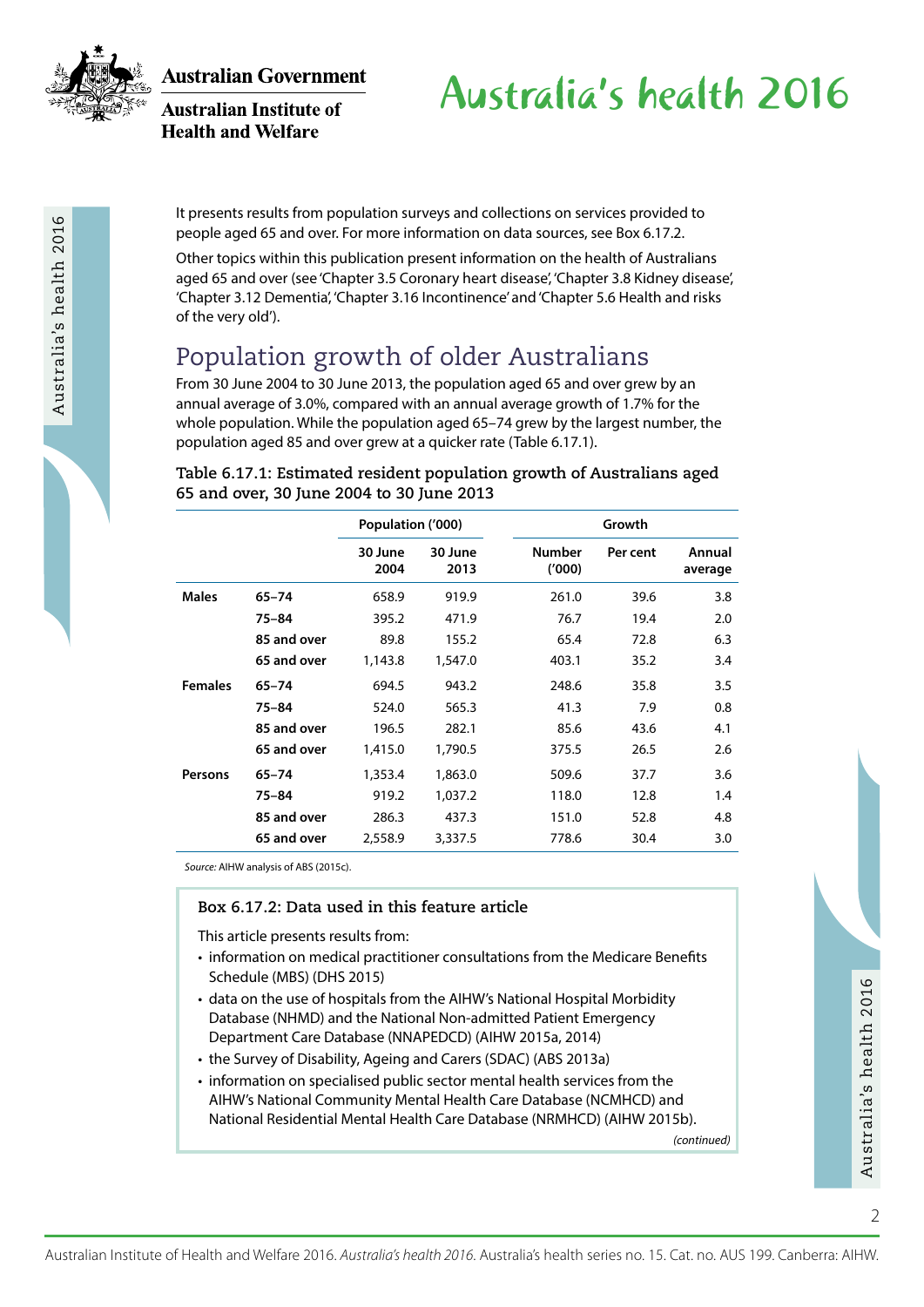It presents results from population surveys and collections on services provided to people aged 65 and over. For more information on data sources, see Box 6.17.2.

Other topics within this publication present information on the health of Australians aged 65 and over (see 'Chapter 3.5 Coronary heart disease', 'Chapter 3.8 Kidney disease', 'Chapter 3.12 Dementia', 'Chapter 3.16 Incontinence' and 'Chapter 5.6 Health and risks of the very old').

## Population growth of older Australians

From 30 June 2004 to 30 June 2013, the population aged 65 and over grew by an annual average of 3.0%, compared with an annual average growth of 1.7% for the whole population. While the population aged 65–74 grew by the largest number, the population aged 85 and over grew at a quicker rate (Table 6.17.1).

**Table 6.17.1: Estimated resident population growth of Australians aged 65 and over, 30 June 2004 to 30 June 2013**

| | | Population ('000) | | Growth | | |
|---|---|---|---|---|---|---|
| | | 30 June 2004 | 30 June 2013 | Number ('000) | Per cent | Annual average |
| **Males** | **65–74** | 658.9 | 919.9 | 261.0 | 39.6 | 3.8 |
| | **75–84** | 395.2 | 471.9 | 76.7 | 19.4 | 2.0 |
| | **85 and over** | 89.8 | 155.2 | 65.4 | 72.8 | 6.3 |
| | **65 and over** | 1,143.8 | 1,547.0 | 403.1 | 35.2 | 3.4 |
| **Females** | **65–74** | 694.5 | 943.2 | 248.6 | 35.8 | 3.5 |
| | **75–84** | 524.0 | 565.3 | 41.3 | 7.9 | 0.8 |
| | **85 and over** | 196.5 | 282.1 | 85.6 | 43.6 | 4.1 |
| | **65 and over** | 1,415.0 | 1,790.5 | 375.5 | 26.5 | 2.6 |
| **Persons** | **65–74** | 1,353.4 | 1,863.0 | 509.6 | 37.7 | 3.6 |
| | **75–84** | 919.2 | 1,037.2 | 118.0 | 12.8 | 1.4 |
| | **85 and over** | 286.3 | 437.3 | 151.0 | 52.8 | 4.8 |
| | **65 and over** | 2,558.9 | 3,337.5 | 778.6 | 30.4 | 3.0 |

*Source:* AIHW analysis of ABS (2015c).

**Box 6.17.2: Data used in this feature article**

This article presents results from:

- information on medical practitioner consultations from the Medicare Benefits Schedule (MBS) (DHS 2015)
- data on the use of hospitals from the AIHW's National Hospital Morbidity Database (NHMD) and the National Non-admitted Patient Emergency Department Care Database (NNAPEDCD) (AIHW 2015a, 2014)
- the Survey of Disability, Ageing and Carers (SDAC) (ABS 2013a)
- information on specialised public sector mental health services from the AIHW's National Community Mental Health Care Database (NCMHCD) and National Residential Mental Health Care Database (NRMHCD) (AIHW 2015b).

*(continued)*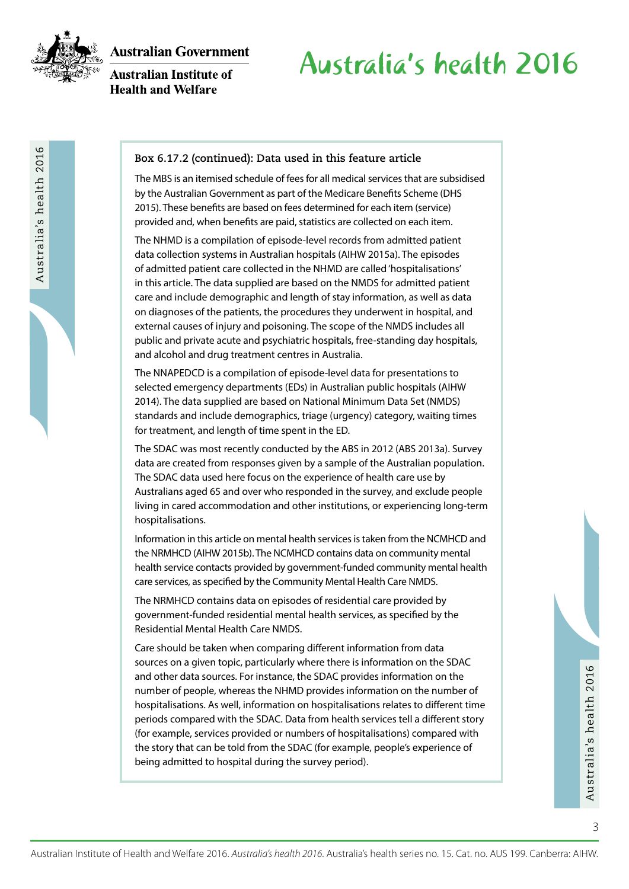### Box 6.17.2 (continued): Data used in this feature article

The MBS is an itemised schedule of fees for all medical services that are subsidised by the Australian Government as part of the Medicare Benefits Scheme (DHS 2015). These benefits are based on fees determined for each item (service) provided and, when benefits are paid, statistics are collected on each item.

The NHMD is a compilation of episode-level records from admitted patient data collection systems in Australian hospitals (AIHW 2015a). The episodes of admitted patient care collected in the NHMD are called 'hospitalisations' in this article. The data supplied are based on the NMDS for admitted patient care and include demographic and length of stay information, as well as data on diagnoses of the patients, the procedures they underwent in hospital, and external causes of injury and poisoning. The scope of the NMDS includes all public and private acute and psychiatric hospitals, free-standing day hospitals, and alcohol and drug treatment centres in Australia.

The NNAPEDCD is a compilation of episode-level data for presentations to selected emergency departments (EDs) in Australian public hospitals (AIHW 2014). The data supplied are based on National Minimum Data Set (NMDS) standards and include demographics, triage (urgency) category, waiting times for treatment, and length of time spent in the ED.

The SDAC was most recently conducted by the ABS in 2012 (ABS 2013a). Survey data are created from responses given by a sample of the Australian population. The SDAC data used here focus on the experience of health care use by Australians aged 65 and over who responded in the survey, and exclude people living in cared accommodation and other institutions, or experiencing long-term hospitalisations.

Information in this article on mental health services is taken from the NCMHCD and the NRMHCD (AIHW 2015b). The NCMHCD contains data on community mental health service contacts provided by government-funded community mental health care services, as specified by the Community Mental Health Care NMDS.

The NRMHCD contains data on episodes of residential care provided by government-funded residential mental health services, as specified by the Residential Mental Health Care NMDS.

Care should be taken when comparing different information from data sources on a given topic, particularly where there is information on the SDAC and other data sources. For instance, the SDAC provides information on the number of people, whereas the NHMD provides information on the number of hospitalisations. As well, information on hospitalisations relates to different time periods compared with the SDAC. Data from health services tell a different story (for example, services provided or numbers of hospitalisations) compared with the story that can be told from the SDAC (for example, people's experience of being admitted to hospital during the survey period).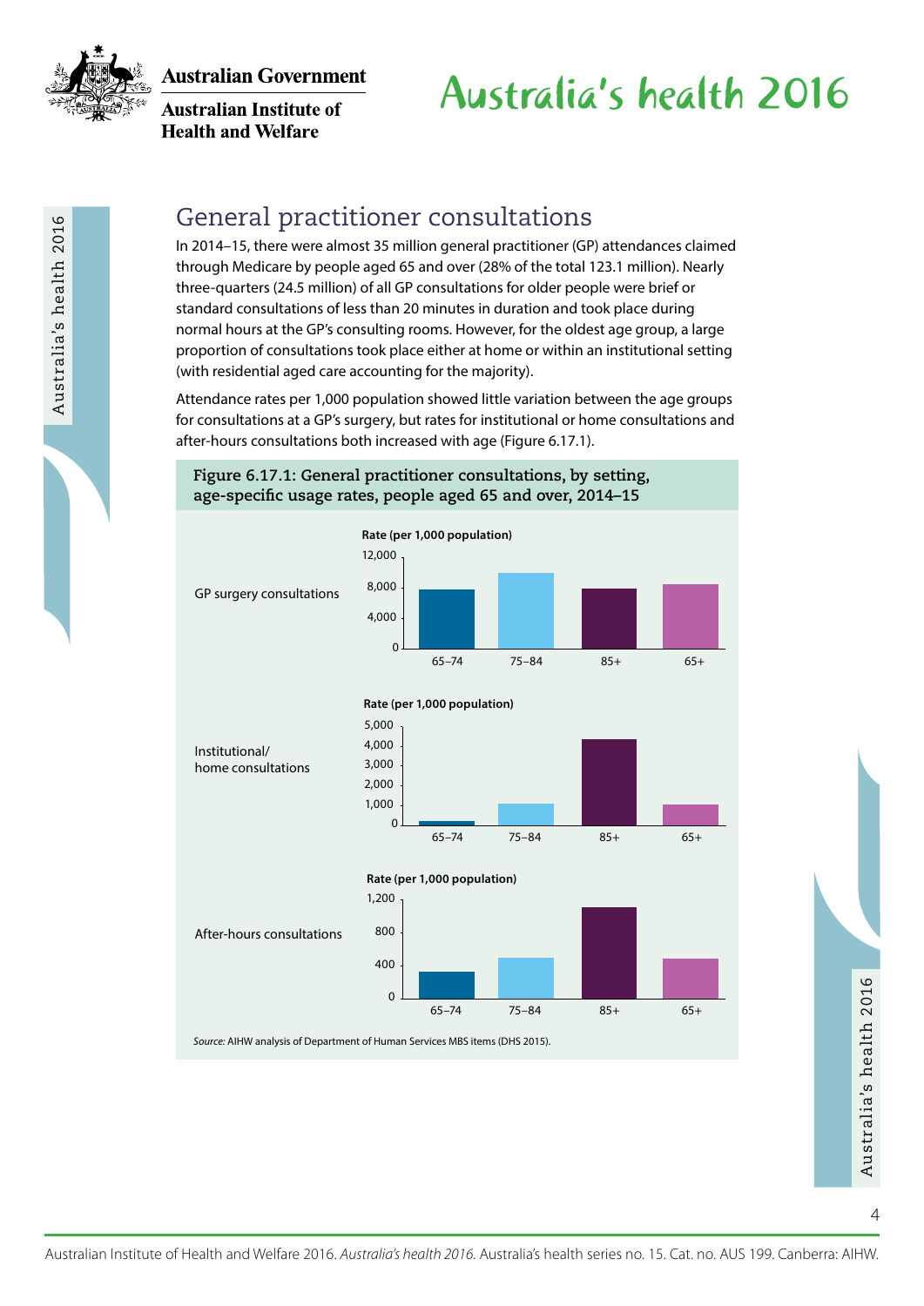## General practitioner consultations

In 2014–15, there were almost 35 million general practitioner (GP) attendances claimed through Medicare by people aged 65 and over (28% of the total 123.1 million). Nearly three-quarters (24.5 million) of all GP consultations for older people were brief or standard consultations of less than 20 minutes in duration and took place during normal hours at the GP's consulting rooms. However, for the oldest age group, a large proportion of consultations took place either at home or within an institutional setting (with residential aged care accounting for the majority).

Attendance rates per 1,000 population showed little variation between the age groups for consultations at a GP's surgery, but rates for institutional or home consultations and after-hours consultations both increased with age (Figure 6.17.1).

**Figure 6.17.1: General practitioner consultations, by setting, age-specific usage rates, people aged 65 and over, 2014–15**

GP surgery consultations — Rate (per 1,000 population)

Institutional/home consultations — Rate (per 1,000 population)

After-hours consultations — Rate (per 1,000 population)

*Source:* AIHW analysis of Department of Human Services MBS items (DHS 2015).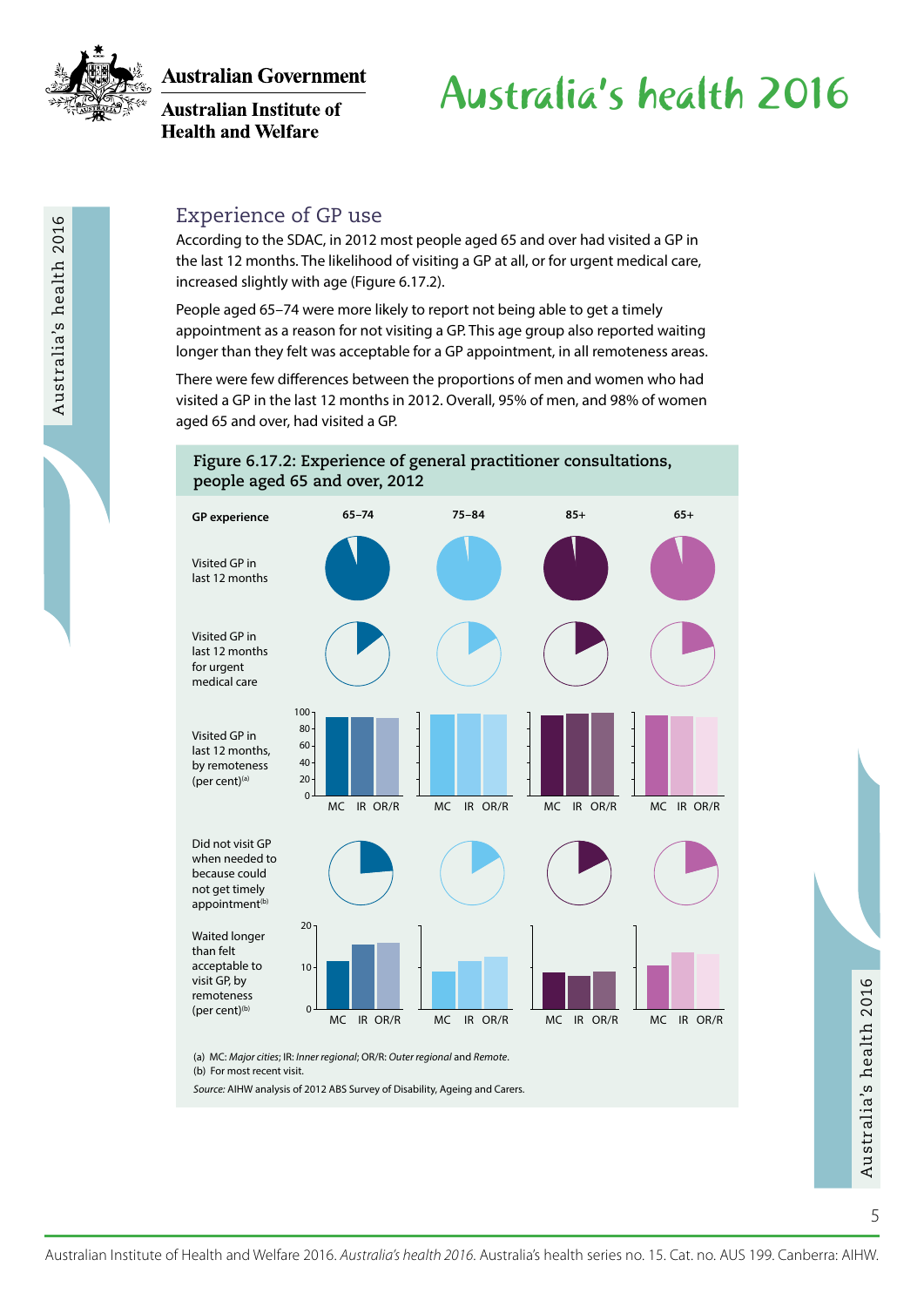## Experience of GP use

According to the SDAC, in 2012 most people aged 65 and over had visited a GP in the last 12 months. The likelihood of visiting a GP at all, or for urgent medical care, increased slightly with age (Figure 6.17.2).

People aged 65–74 were more likely to report not being able to get a timely appointment as a reason for not visiting a GP. This age group also reported waiting longer than they felt was acceptable for a GP appointment, in all remoteness areas.

There were few differences between the proportions of men and women who had visited a GP in the last 12 months in 2012. Overall, 95% of men, and 98% of women aged 65 and over, had visited a GP.

**Figure 6.17.2: Experience of general practitioner consultations, people aged 65 and over, 2012**

GP experience: 65–74, 75–84, 85+, 65+

- Visited GP in last 12 months
- Visited GP in last 12 months for urgent medical care
- Visited GP in last 12 months, by remoteness (per cent)[(a)] — MC, IR, OR/R
- Did not visit GP when needed to because could not get timely appointment[(b)]
- Waited longer than felt acceptable to visit GP, by remoteness (per cent)[(b)] — MC, IR, OR/R

(a) MC: *Major cities*; IR: *Inner regional*; OR/R: *Outer regional* and *Remote*.

(b) For most recent visit.

*Source:* AIHW analysis of 2012 ABS Survey of Disability, Ageing and Carers.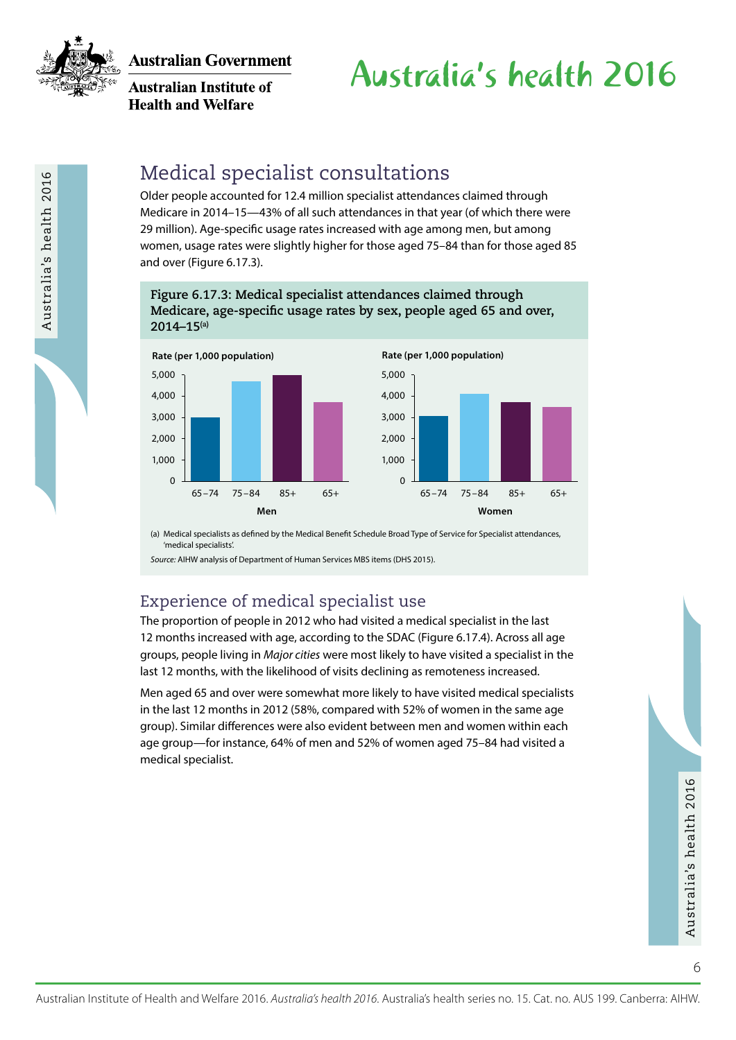## Medical specialist consultations

Older people accounted for 12.4 million specialist attendances claimed through Medicare in 2014–15—43% of all such attendances in that year (of which there were 29 million). Age-specific usage rates increased with age among men, but among women, usage rates were slightly higher for those aged 75–84 than for those aged 85 and over (Figure 6.17.3).

**Figure 6.17.3: Medical specialist attendances claimed through Medicare, age-specific usage rates by sex, people aged 65 and over, 2014–15**[(a)]

(a) Medical specialists as defined by the Medical Benefit Schedule Broad Type of Service for Specialist attendances, 'medical specialists'.

*Source:* AIHW analysis of Department of Human Services MBS items (DHS 2015).

## Experience of medical specialist use

The proportion of people in 2012 who had visited a medical specialist in the last 12 months increased with age, according to the SDAC (Figure 6.17.4). Across all age groups, people living in *Major cities* were most likely to have visited a specialist in the last 12 months, with the likelihood of visits declining as remoteness increased.

Men aged 65 and over were somewhat more likely to have visited medical specialists in the last 12 months in 2012 (58%, compared with 52% of women in the same age group). Similar differences were also evident between men and women within each age group—for instance, 64% of men and 52% of women aged 75–84 had visited a medical specialist.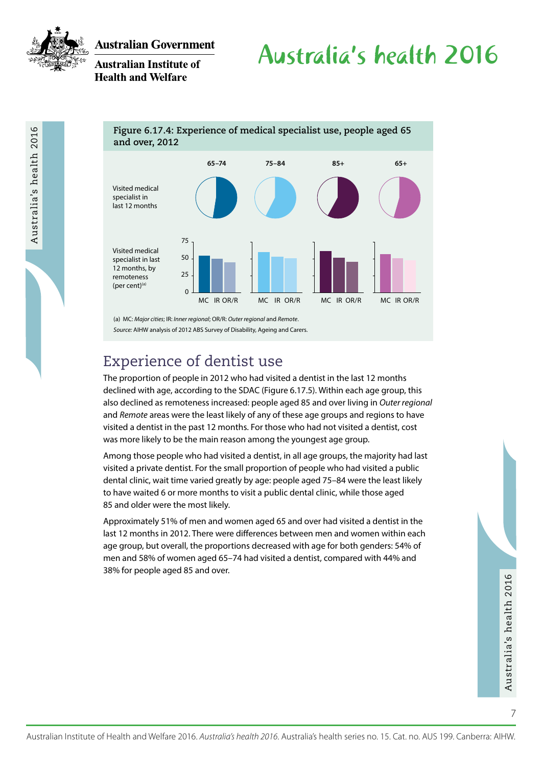**Figure 6.17.4: Experience of medical specialist use, people aged 65 and over, 2012**

|  | 65–74 | 75–84 | 85+ | 65+ |
|---|---|---|---|---|
| Visited medical specialist in last 12 months | | | | |

Visited medical specialist in last 12 months, by remoteness (per cent)[(a)]

MC IR OR/R

(a) MC: *Major cities*; IR: *Inner regional*; OR/R: *Outer regional* and *Remote*.

*Source:* AIHW analysis of 2012 ABS Survey of Disability, Ageing and Carers.

## Experience of dentist use

The proportion of people in 2012 who had visited a dentist in the last 12 months declined with age, according to the SDAC (Figure 6.17.5). Within each age group, this also declined as remoteness increased: people aged 85 and over living in *Outer regional* and *Remote* areas were the least likely of any of these age groups and regions to have visited a dentist in the past 12 months. For those who had not visited a dentist, cost was more likely to be the main reason among the youngest age group.

Among those people who had visited a dentist, in all age groups, the majority had last visited a private dentist. For the small proportion of people who had visited a public dental clinic, wait time varied greatly by age: people aged 75–84 were the least likely to have waited 6 or more months to visit a public dental clinic, while those aged 85 and older were the most likely.

Approximately 51% of men and women aged 65 and over had visited a dentist in the last 12 months in 2012. There were differences between men and women within each age group, but overall, the proportions decreased with age for both genders: 54% of men and 58% of women aged 65–74 had visited a dentist, compared with 44% and 38% for people aged 85 and over.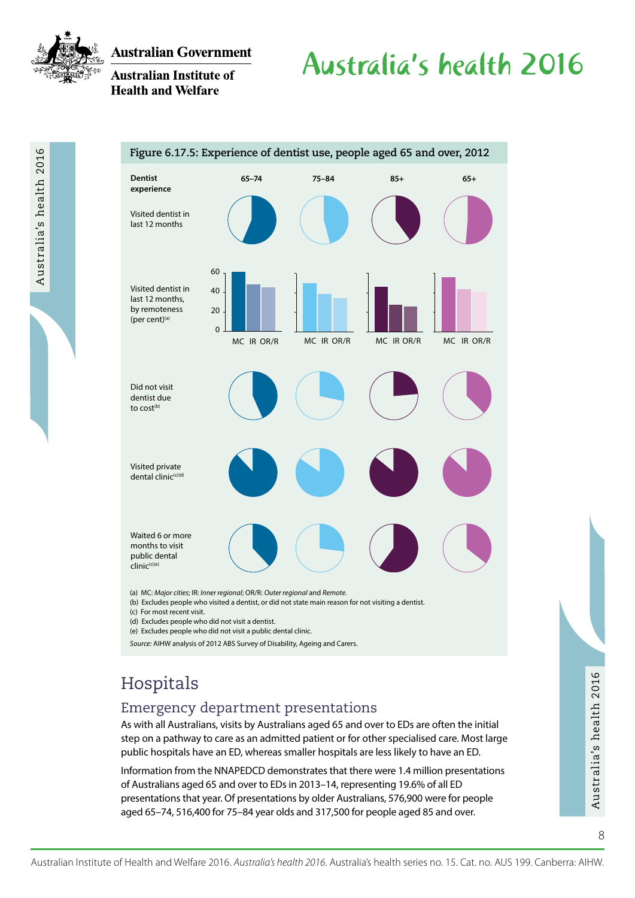**Figure 6.17.5: Experience of dentist use, people aged 65 and over, 2012**

| Dentist experience | 65–74 | 75–84 | 85+ | 65+ |
|---|---|---|---|---|
| Visited dentist in last 12 months | | | | |
| Visited dentist in last 12 months, by remoteness (per cent)[(a)] | MC IR OR/R | MC IR OR/R | MC IR OR/R | MC IR OR/R |
| Did not visit dentist due to cost[(b)] | | | | |
| Visited private dental clinic[(c)(d)] | | | | |
| Waited 6 or more months to visit public dental clinic[(c)(e)] | | | | |

(a) MC: *Major cities*; IR: *Inner regional*; OR/R: *Outer regional* and *Remote*.
(b) Excludes people who visited a dentist, or did not state main reason for not visiting a dentist.
(c) For most recent visit.
(d) Excludes people who did not visit a dentist.
(e) Excludes people who did not visit a public dental clinic.

*Source:* AIHW analysis of 2012 ABS Survey of Disability, Ageing and Carers.

# Hospitals

## Emergency department presentations

As with all Australians, visits by Australians aged 65 and over to EDs are often the initial step on a pathway to care as an admitted patient or for other specialised care. Most large public hospitals have an ED, whereas smaller hospitals are less likely to have an ED.

Information from the NNAPEDCD demonstrates that there were 1.4 million presentations of Australians aged 65 and over to EDs in 2013–14, representing 19.6% of all ED presentations that year. Of presentations by older Australians, 576,900 were for people aged 65–74, 516,400 for 75–84 year olds and 317,500 for people aged 85 and over.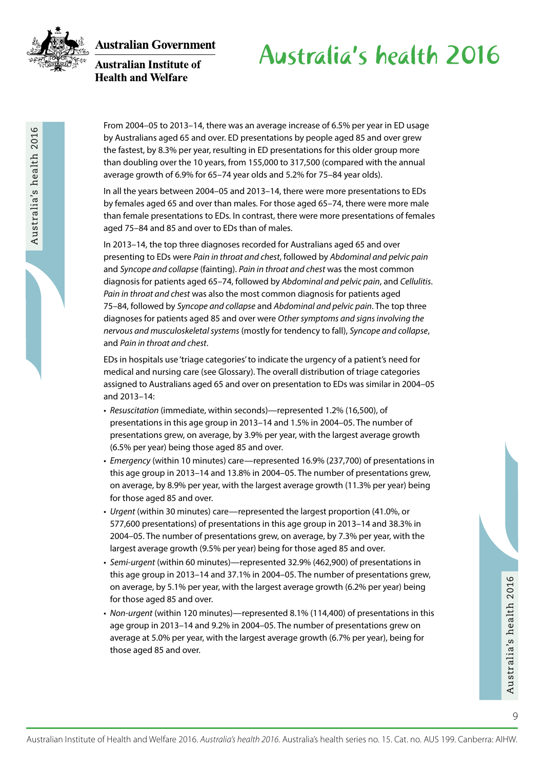From 2004–05 to 2013–14, there was an average increase of 6.5% per year in ED usage by Australians aged 65 and over. ED presentations by people aged 85 and over grew the fastest, by 8.3% per year, resulting in ED presentations for this older group more than doubling over the 10 years, from 155,000 to 317,500 (compared with the annual average growth of 6.9% for 65–74 year olds and 5.2% for 75–84 year olds).

In all the years between 2004–05 and 2013–14, there were more presentations to EDs by females aged 65 and over than males. For those aged 65–74, there were more male than female presentations to EDs. In contrast, there were more presentations of females aged 75–84 and 85 and over to EDs than of males.

In 2013–14, the top three diagnoses recorded for Australians aged 65 and over presenting to EDs were *Pain in throat and chest*, followed by *Abdominal and pelvic pain* and *Syncope and collapse* (fainting). *Pain in throat and chest* was the most common diagnosis for patients aged 65–74, followed by *Abdominal and pelvic pain*, and *Cellulitis*. *Pain in throat and chest* was also the most common diagnosis for patients aged 75–84, followed by *Syncope and collapse* and *Abdominal and pelvic pain*. The top three diagnoses for patients aged 85 and over were *Other symptoms and signs involving the nervous and musculoskeletal systems* (mostly for tendency to fall), *Syncope and collapse*, and *Pain in throat and chest*.

EDs in hospitals use 'triage categories' to indicate the urgency of a patient's need for medical and nursing care (see Glossary). The overall distribution of triage categories assigned to Australians aged 65 and over on presentation to EDs was similar in 2004–05 and 2013–14:

- *Resuscitation* (immediate, within seconds)—represented 1.2% (16,500), of presentations in this age group in 2013–14 and 1.5% in 2004–05. The number of presentations grew, on average, by 3.9% per year, with the largest average growth (6.5% per year) being those aged 85 and over.
- *Emergency* (within 10 minutes) care—represented 16.9% (237,700) of presentations in this age group in 2013–14 and 13.8% in 2004–05. The number of presentations grew, on average, by 8.9% per year, with the largest average growth (11.3% per year) being for those aged 85 and over.
- *Urgent* (within 30 minutes) care—represented the largest proportion (41.0%, or 577,600 presentations) of presentations in this age group in 2013–14 and 38.3% in 2004–05. The number of presentations grew, on average, by 7.3% per year, with the largest average growth (9.5% per year) being for those aged 85 and over.
- *Semi-urgent* (within 60 minutes)—represented 32.9% (462,900) of presentations in this age group in 2013–14 and 37.1% in 2004–05. The number of presentations grew, on average, by 5.1% per year, with the largest average growth (6.2% per year) being for those aged 85 and over.
- *Non-urgent* (within 120 minutes)—represented 8.1% (114,400) of presentations in this age group in 2013–14 and 9.2% in 2004–05. The number of presentations grew on average at 5.0% per year, with the largest average growth (6.7% per year), being for those aged 85 and over.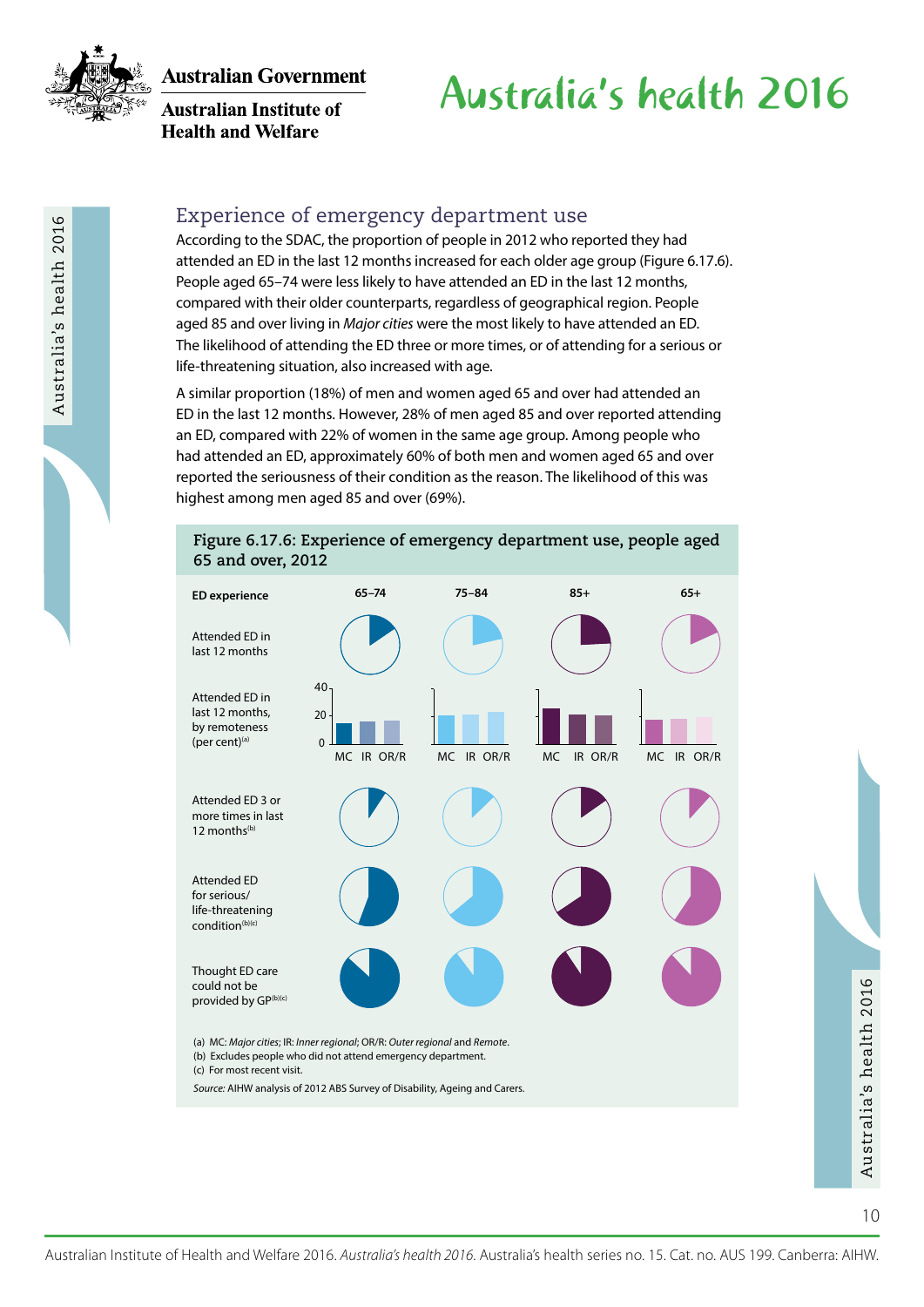## Experience of emergency department use

According to the SDAC, the proportion of people in 2012 who reported they had attended an ED in the last 12 months increased for each older age group (Figure 6.17.6). People aged 65–74 were less likely to have attended an ED in the last 12 months, compared with their older counterparts, regardless of geographical region. People aged 85 and over living in *Major cities* were the most likely to have attended an ED. The likelihood of attending the ED three or more times, or of attending for a serious or life-threatening situation, also increased with age.

A similar proportion (18%) of men and women aged 65 and over had attended an ED in the last 12 months. However, 28% of men aged 85 and over reported attending an ED, compared with 22% of women in the same age group. Among people who had attended an ED, approximately 60% of both men and women aged 65 and over reported the seriousness of their condition as the reason. The likelihood of this was highest among men aged 85 and over (69%).

**Figure 6.17.6: Experience of emergency department use, people aged 65 and over, 2012**

| ED experience | 65–74 | 75–84 | 85+ | 65+ |
|---|---|---|---|---|
| Attended ED in last 12 months | | | | |
| Attended ED in last 12 months, by remoteness (per cent)[a] | MC IR OR/R | MC IR OR/R | MC IR OR/R | MC IR OR/R |
| Attended ED 3 or more times in last 12 months[b] | | | | |
| Attended ED for serious/ life-threatening condition[b][c] | | | | |
| Thought ED care could not be provided by GP[b][c] | | | | |

(a) MC: *Major cities*; IR: *Inner regional*; OR/R: *Outer regional* and *Remote*.
(b) Excludes people who did not attend emergency department.
(c) For most recent visit.

*Source:* AIHW analysis of 2012 ABS Survey of Disability, Ageing and Carers.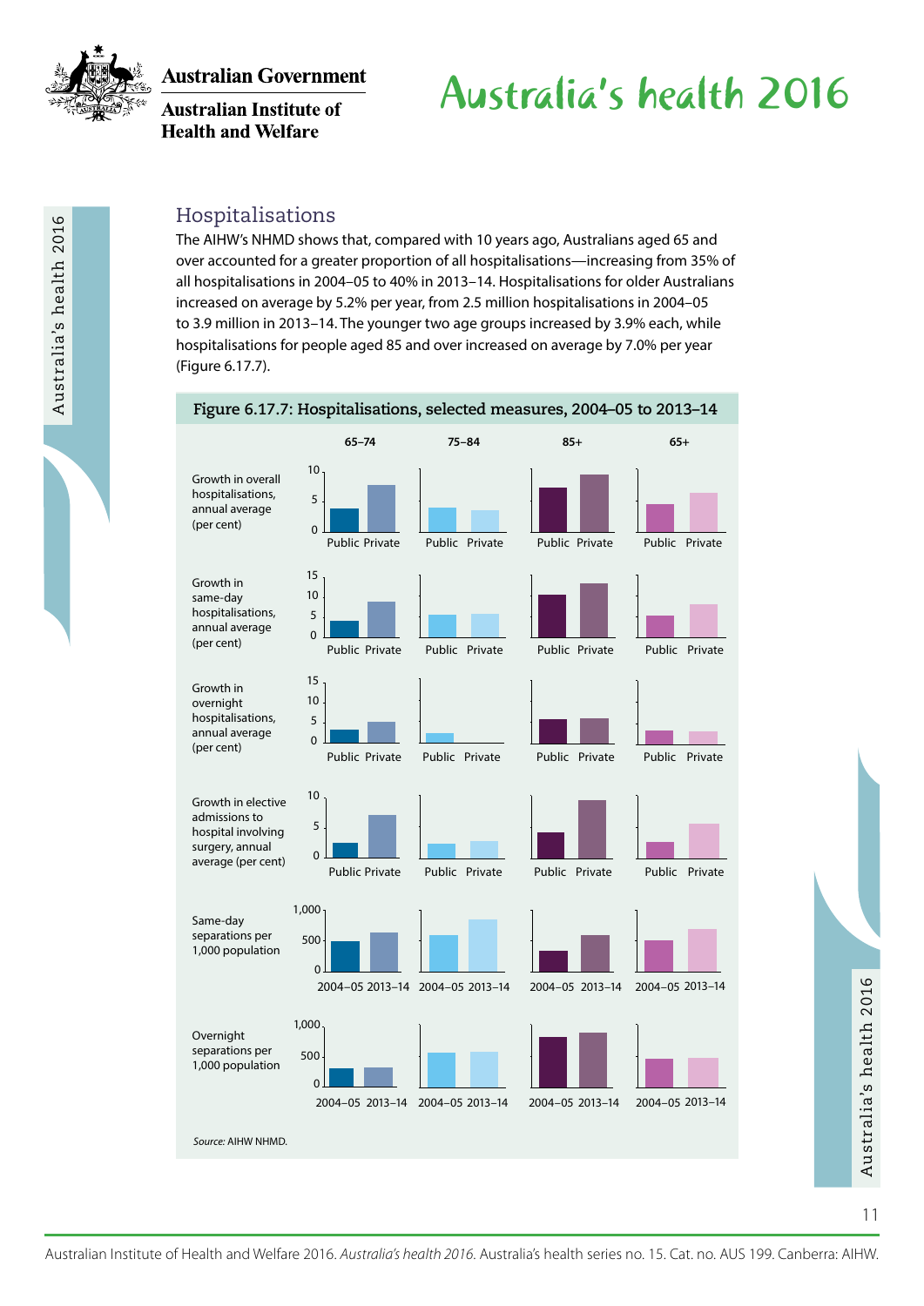## Hospitalisations

The AIHW's NHMD shows that, compared with 10 years ago, Australians aged 65 and over accounted for a greater proportion of all hospitalisations—increasing from 35% of all hospitalisations in 2004–05 to 40% in 2013–14. Hospitalisations for older Australians increased on average by 5.2% per year, from 2.5 million hospitalisations in 2004–05 to 3.9 million in 2013–14. The younger two age groups increased by 3.9% each, while hospitalisations for people aged 85 and over increased on average by 7.0% per year (Figure 6.17.7).

**Figure 6.17.7: Hospitalisations, selected measures, 2004–05 to 2013–14**

*Source:* AIHW NHMD.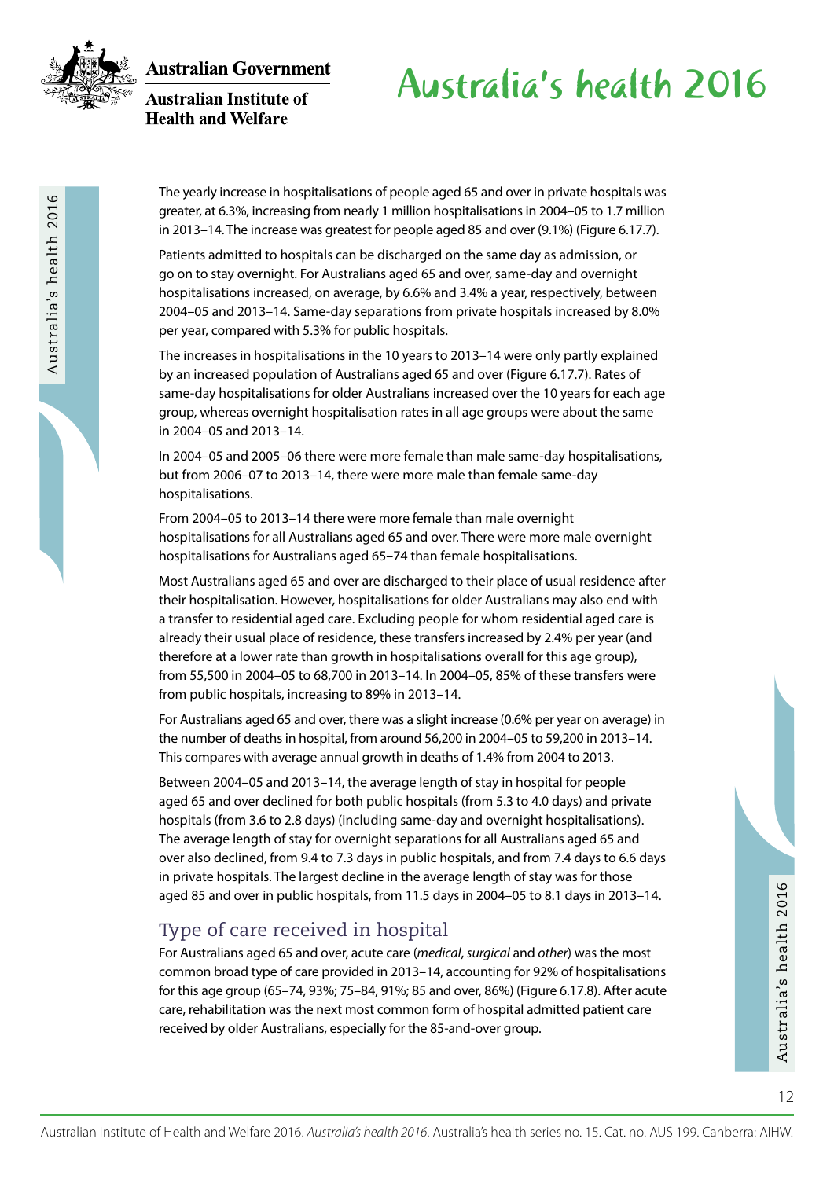The yearly increase in hospitalisations of people aged 65 and over in private hospitals was greater, at 6.3%, increasing from nearly 1 million hospitalisations in 2004–05 to 1.7 million in 2013–14. The increase was greatest for people aged 85 and over (9.1%) (Figure 6.17.7).

Patients admitted to hospitals can be discharged on the same day as admission, or go on to stay overnight. For Australians aged 65 and over, same-day and overnight hospitalisations increased, on average, by 6.6% and 3.4% a year, respectively, between 2004–05 and 2013–14. Same-day separations from private hospitals increased by 8.0% per year, compared with 5.3% for public hospitals.

The increases in hospitalisations in the 10 years to 2013–14 were only partly explained by an increased population of Australians aged 65 and over (Figure 6.17.7). Rates of same-day hospitalisations for older Australians increased over the 10 years for each age group, whereas overnight hospitalisation rates in all age groups were about the same in 2004–05 and 2013–14.

In 2004–05 and 2005–06 there were more female than male same-day hospitalisations, but from 2006–07 to 2013–14, there were more male than female same-day hospitalisations.

From 2004–05 to 2013–14 there were more female than male overnight hospitalisations for all Australians aged 65 and over. There were more male overnight hospitalisations for Australians aged 65–74 than female hospitalisations.

Most Australians aged 65 and over are discharged to their place of usual residence after their hospitalisation. However, hospitalisations for older Australians may also end with a transfer to residential aged care. Excluding people for whom residential aged care is already their usual place of residence, these transfers increased by 2.4% per year (and therefore at a lower rate than growth in hospitalisations overall for this age group), from 55,500 in 2004–05 to 68,700 in 2013–14. In 2004–05, 85% of these transfers were from public hospitals, increasing to 89% in 2013–14.

For Australians aged 65 and over, there was a slight increase (0.6% per year on average) in the number of deaths in hospital, from around 56,200 in 2004–05 to 59,200 in 2013–14. This compares with average annual growth in deaths of 1.4% from 2004 to 2013.

Between 2004–05 and 2013–14, the average length of stay in hospital for people aged 65 and over declined for both public hospitals (from 5.3 to 4.0 days) and private hospitals (from 3.6 to 2.8 days) (including same-day and overnight hospitalisations). The average length of stay for overnight separations for all Australians aged 65 and over also declined, from 9.4 to 7.3 days in public hospitals, and from 7.4 days to 6.6 days in private hospitals. The largest decline in the average length of stay was for those aged 85 and over in public hospitals, from 11.5 days in 2004–05 to 8.1 days in 2013–14.

## Type of care received in hospital

For Australians aged 65 and over, acute care (*medical*, *surgical* and *other*) was the most common broad type of care provided in 2013–14, accounting for 92% of hospitalisations for this age group (65–74, 93%; 75–84, 91%; 85 and over, 86%) (Figure 6.17.8). After acute care, rehabilitation was the next most common form of hospital admitted patient care received by older Australians, especially for the 85-and-over group.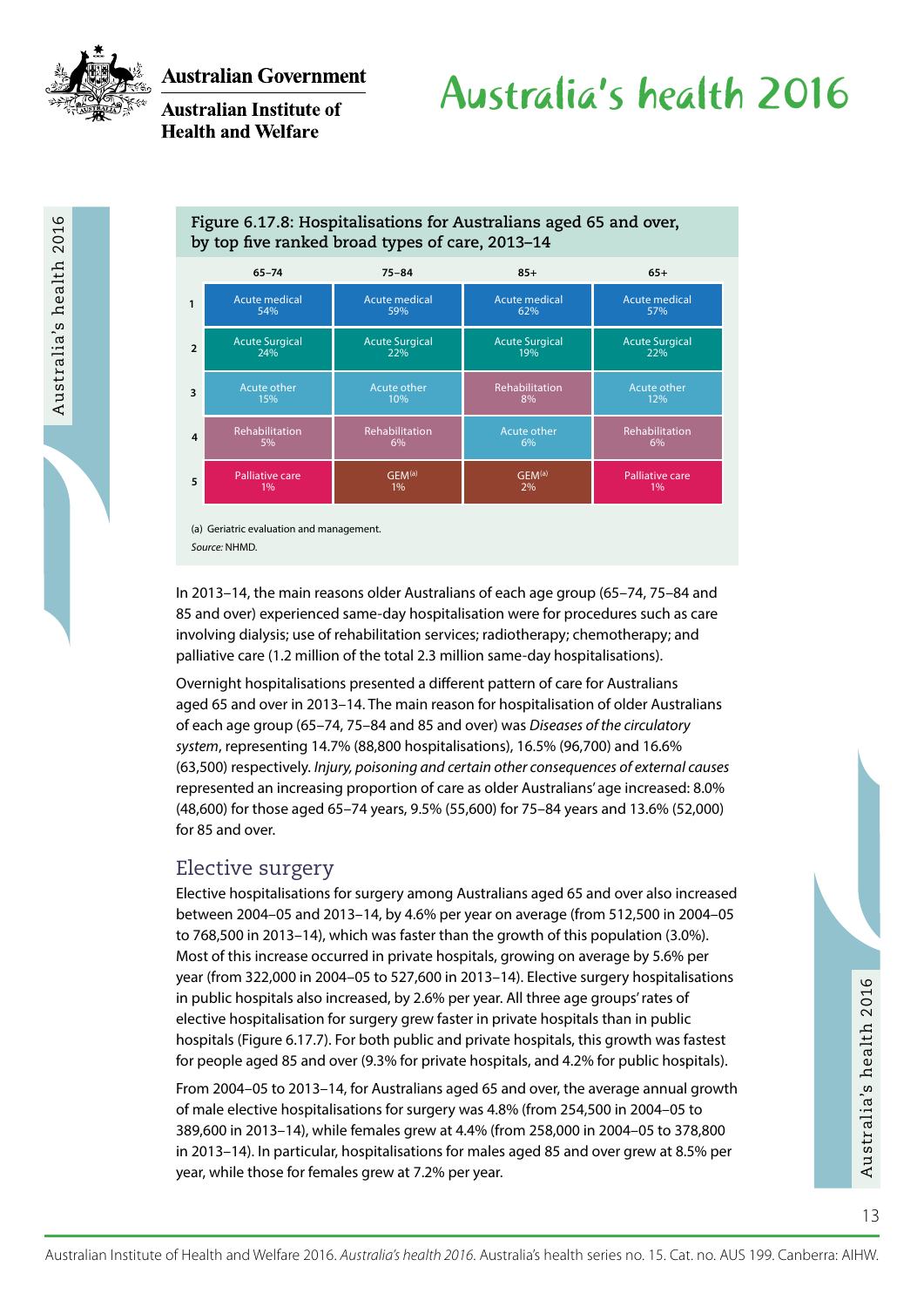**Figure 6.17.8: Hospitalisations for Australians aged 65 and over, by top five ranked broad types of care, 2013–14**

| | 65–74 | 75–84 | 85+ | 65+ |
|---|---|---|---|---|
| 1 | Acute medical 54% | Acute medical 59% | Acute medical 62% | Acute medical 57% |
| 2 | Acute Surgical 24% | Acute Surgical 22% | Acute Surgical 19% | Acute Surgical 22% |
| 3 | Acute other 15% | Acute other 10% | Rehabilitation 8% | Acute other 12% |
| 4 | Rehabilitation 5% | Rehabilitation 6% | Acute other 6% | Rehabilitation 6% |
| 5 | Palliative care 1% | GEM[(a)] 1% | GEM[(a)] 2% | Palliative care 1% |

(a) Geriatric evaluation and management.

*Source:* NHMD.

In 2013–14, the main reasons older Australians of each age group (65–74, 75–84 and 85 and over) experienced same-day hospitalisation were for procedures such as care involving dialysis; use of rehabilitation services; radiotherapy; chemotherapy; and palliative care (1.2 million of the total 2.3 million same-day hospitalisations).

Overnight hospitalisations presented a different pattern of care for Australians aged 65 and over in 2013–14. The main reason for hospitalisation of older Australians of each age group (65–74, 75–84 and 85 and over) was *Diseases of the circulatory system*, representing 14.7% (88,800 hospitalisations), 16.5% (96,700) and 16.6% (63,500) respectively. *Injury, poisoning and certain other consequences of external causes* represented an increasing proportion of care as older Australians' age increased: 8.0% (48,600) for those aged 65–74 years, 9.5% (55,600) for 75–84 years and 13.6% (52,000) for 85 and over.

## Elective surgery

Elective hospitalisations for surgery among Australians aged 65 and over also increased between 2004–05 and 2013–14, by 4.6% per year on average (from 512,500 in 2004–05 to 768,500 in 2013–14), which was faster than the growth of this population (3.0%). Most of this increase occurred in private hospitals, growing on average by 5.6% per year (from 322,000 in 2004–05 to 527,600 in 2013–14). Elective surgery hospitalisations in public hospitals also increased, by 2.6% per year. All three age groups' rates of elective hospitalisation for surgery grew faster in private hospitals than in public hospitals (Figure 6.17.7). For both public and private hospitals, this growth was fastest for people aged 85 and over (9.3% for private hospitals, and 4.2% for public hospitals).

From 2004–05 to 2013–14, for Australians aged 65 and over, the average annual growth of male elective hospitalisations for surgery was 4.8% (from 254,500 in 2004–05 to 389,600 in 2013–14), while females grew at 4.4% (from 258,000 in 2004–05 to 378,800 in 2013–14). In particular, hospitalisations for males aged 85 and over grew at 8.5% per year, while those for females grew at 7.2% per year.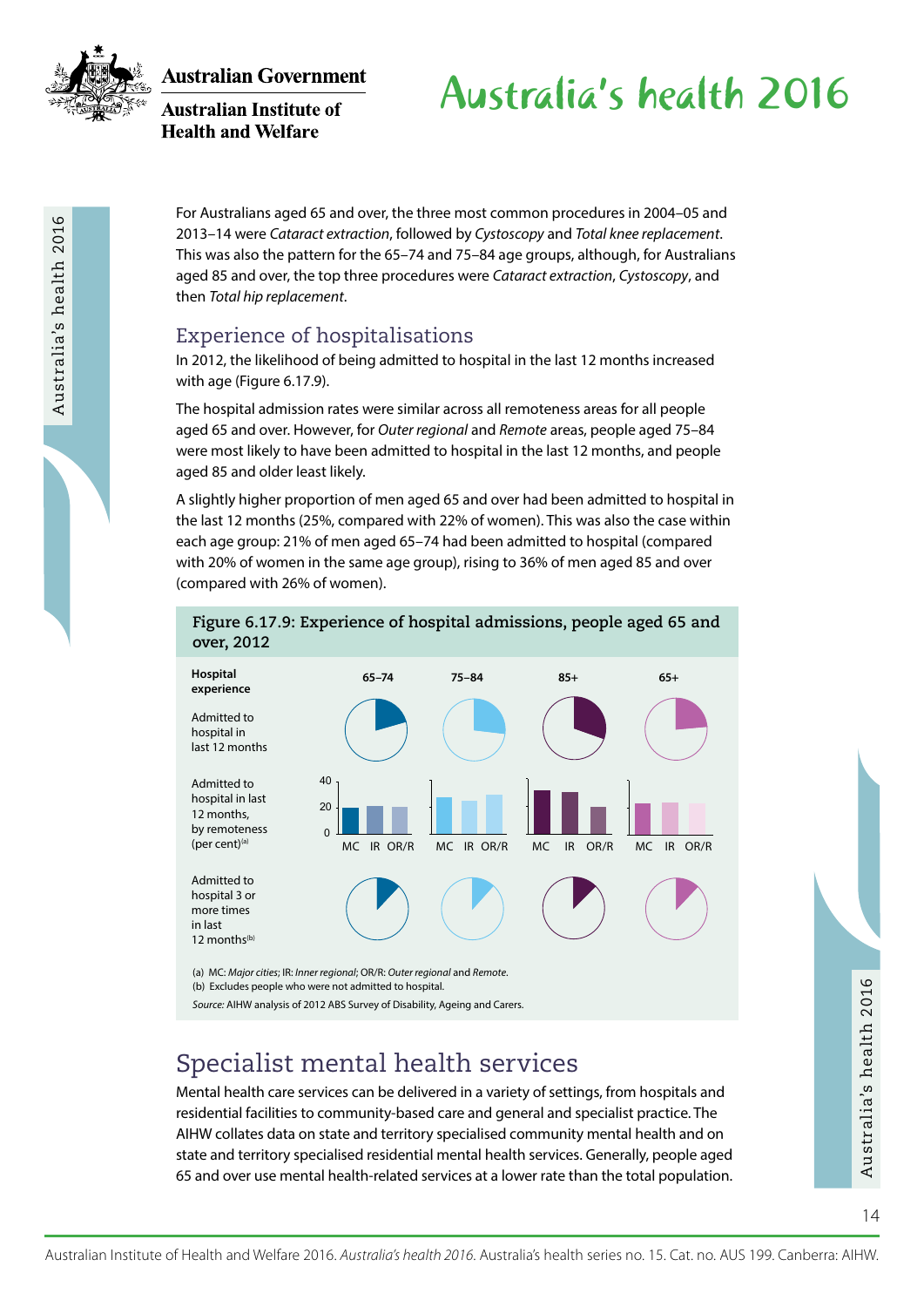For Australians aged 65 and over, the three most common procedures in 2004–05 and 2013–14 were *Cataract extraction*, followed by *Cystoscopy* and *Total knee replacement*. This was also the pattern for the 65–74 and 75–84 age groups, although, for Australians aged 85 and over, the top three procedures were *Cataract extraction*, *Cystoscopy*, and then *Total hip replacement*.

## Experience of hospitalisations

In 2012, the likelihood of being admitted to hospital in the last 12 months increased with age (Figure 6.17.9).

The hospital admission rates were similar across all remoteness areas for all people aged 65 and over. However, for *Outer regional* and *Remote* areas, people aged 75–84 were most likely to have been admitted to hospital in the last 12 months, and people aged 85 and older least likely.

A slightly higher proportion of men aged 65 and over had been admitted to hospital in the last 12 months (25%, compared with 22% of women). This was also the case within each age group: 21% of men aged 65–74 had been admitted to hospital (compared with 20% of women in the same age group), rising to 36% of men aged 85 and over (compared with 26% of women).

**Figure 6.17.9: Experience of hospital admissions, people aged 65 and over, 2012**

| Hospital experience | 65–74 | 75–84 | 85+ | 65+ |
|---|---|---|---|---|
| Admitted to hospital in last 12 months | | | | |
| Admitted to hospital in last 12 months, by remoteness (per cent)[(a)] | MC IR OR/R | MC IR OR/R | MC IR OR/R | MC IR OR/R |
| Admitted to hospital 3 or more times in last 12 months[(b)] | | | | |

(a) MC: *Major cities*; IR: *Inner regional*; OR/R: *Outer regional* and *Remote*.

(b) Excludes people who were not admitted to hospital.

*Source:* AIHW analysis of 2012 ABS Survey of Disability, Ageing and Carers.

# Specialist mental health services

Mental health care services can be delivered in a variety of settings, from hospitals and residential facilities to community-based care and general and specialist practice. The AIHW collates data on state and territory specialised community mental health and on state and territory specialised residential mental health services. Generally, people aged 65 and over use mental health-related services at a lower rate than the total population.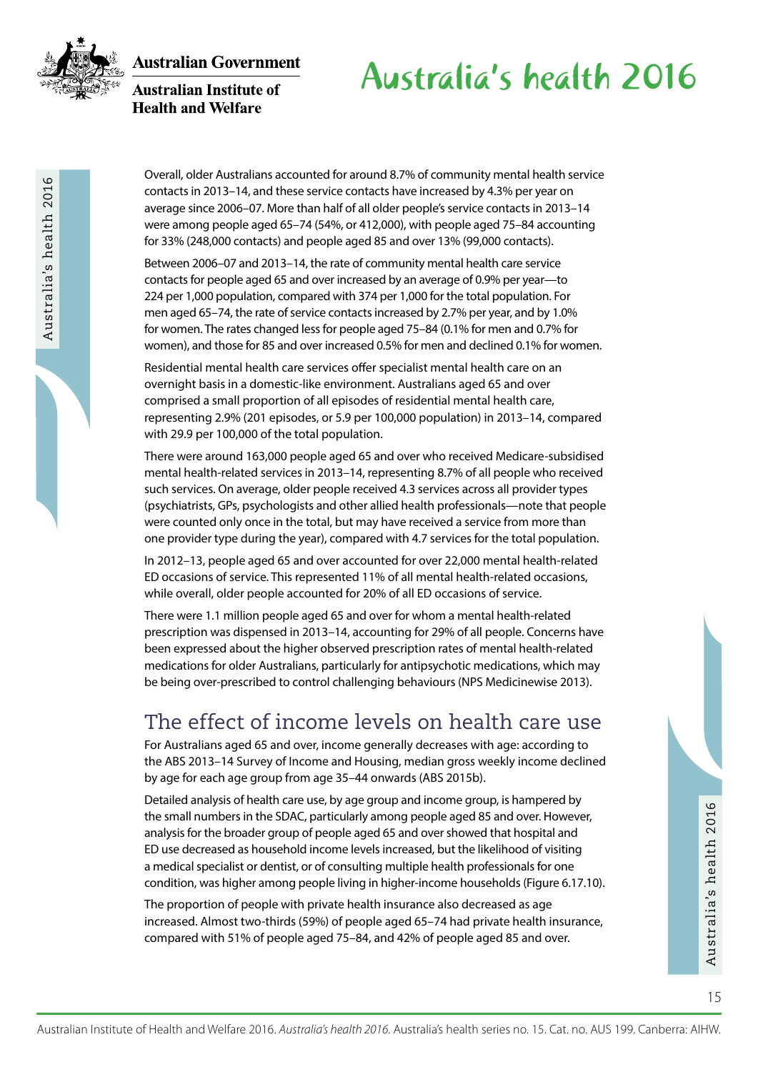Overall, older Australians accounted for around 8.7% of community mental health service contacts in 2013–14, and these service contacts have increased by 4.3% per year on average since 2006–07. More than half of all older people's service contacts in 2013–14 were among people aged 65–74 (54%, or 412,000), with people aged 75–84 accounting for 33% (248,000 contacts) and people aged 85 and over 13% (99,000 contacts).

Between 2006–07 and 2013–14, the rate of community mental health care service contacts for people aged 65 and over increased by an average of 0.9% per year—to 224 per 1,000 population, compared with 374 per 1,000 for the total population. For men aged 65–74, the rate of service contacts increased by 2.7% per year, and by 1.0% for women. The rates changed less for people aged 75–84 (0.1% for men and 0.7% for women), and those for 85 and over increased 0.5% for men and declined 0.1% for women.

Residential mental health care services offer specialist mental health care on an overnight basis in a domestic-like environment. Australians aged 65 and over comprised a small proportion of all episodes of residential mental health care, representing 2.9% (201 episodes, or 5.9 per 100,000 population) in 2013–14, compared with 29.9 per 100,000 of the total population.

There were around 163,000 people aged 65 and over who received Medicare-subsidised mental health-related services in 2013–14, representing 8.7% of all people who received such services. On average, older people received 4.3 services across all provider types (psychiatrists, GPs, psychologists and other allied health professionals—note that people were counted only once in the total, but may have received a service from more than one provider type during the year), compared with 4.7 services for the total population.

In 2012–13, people aged 65 and over accounted for over 22,000 mental health-related ED occasions of service. This represented 11% of all mental health-related occasions, while overall, older people accounted for 20% of all ED occasions of service.

There were 1.1 million people aged 65 and over for whom a mental health-related prescription was dispensed in 2013–14, accounting for 29% of all people. Concerns have been expressed about the higher observed prescription rates of mental health-related medications for older Australians, particularly for antipsychotic medications, which may be being over-prescribed to control challenging behaviours (NPS Medicinewise 2013).

## The effect of income levels on health care use

For Australians aged 65 and over, income generally decreases with age: according to the ABS 2013–14 Survey of Income and Housing, median gross weekly income declined by age for each age group from age 35–44 onwards (ABS 2015b).

Detailed analysis of health care use, by age group and income group, is hampered by the small numbers in the SDAC, particularly among people aged 85 and over. However, analysis for the broader group of people aged 65 and over showed that hospital and ED use decreased as household income levels increased, but the likelihood of visiting a medical specialist or dentist, or of consulting multiple health professionals for one condition, was higher among people living in higher-income households (Figure 6.17.10).

The proportion of people with private health insurance also decreased as age increased. Almost two-thirds (59%) of people aged 65–74 had private health insurance, compared with 51% of people aged 75–84, and 42% of people aged 85 and over.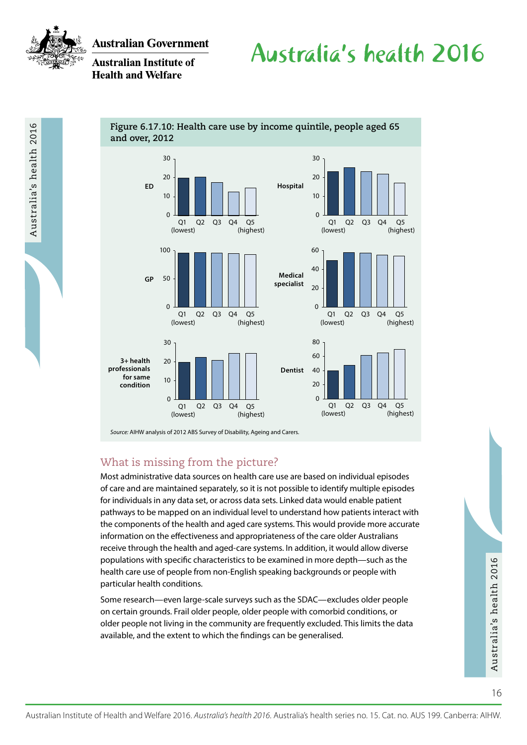**Figure 6.17.10: Health care use by income quintile, people aged 65 and over, 2012**

*Source:* AIHW analysis of 2012 ABS Survey of Disability, Ageing and Carers.

## What is missing from the picture?

Most administrative data sources on health care use are based on individual episodes of care and are maintained separately, so it is not possible to identify multiple episodes for individuals in any data set, or across data sets. Linked data would enable patient pathways to be mapped on an individual level to understand how patients interact with the components of the health and aged care systems. This would provide more accurate information on the effectiveness and appropriateness of the care older Australians receive through the health and aged-care systems. In addition, it would allow diverse populations with specific characteristics to be examined in more depth—such as the health care use of people from non-English speaking backgrounds or people with particular health conditions.

Some research—even large-scale surveys such as the SDAC—excludes older people on certain grounds. Frail older people, older people with comorbid conditions, or older people not living in the community are frequently excluded. This limits the data available, and the extent to which the findings can be generalised.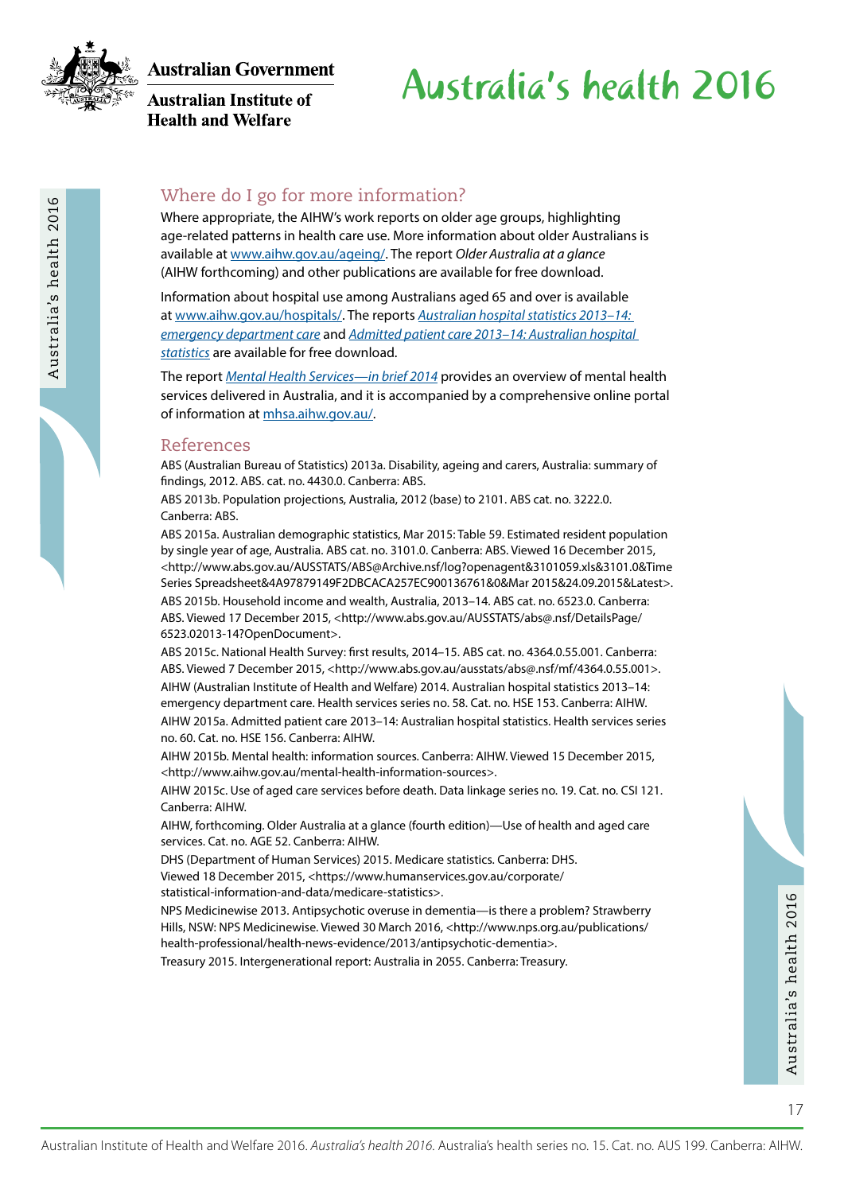## Where do I go for more information?

Where appropriate, the AIHW's work reports on older age groups, highlighting age-related patterns in health care use. More information about older Australians is available at www.aihw.gov.au/ageing/. The report *Older Australia at a glance* (AIHW forthcoming) and other publications are available for free download.

Information about hospital use among Australians aged 65 and over is available at www.aihw.gov.au/hospitals/. The reports *Australian hospital statistics 2013–14: emergency department care* and *Admitted patient care 2013–14: Australian hospital statistics* are available for free download.

The report *Mental Health Services—in brief 2014* provides an overview of mental health services delivered in Australia, and it is accompanied by a comprehensive online portal of information at mhsa.aihw.gov.au/.

## References

ABS (Australian Bureau of Statistics) 2013a. Disability, ageing and carers, Australia: summary of findings, 2012. ABS. cat. no. 4430.0. Canberra: ABS.

ABS 2013b. Population projections, Australia, 2012 (base) to 2101. ABS cat. no. 3222.0. Canberra: ABS.

ABS 2015a. Australian demographic statistics, Mar 2015: Table 59. Estimated resident population by single year of age, Australia. ABS cat. no. 3101.0. Canberra: ABS. Viewed 16 December 2015, <http://www.abs.gov.au/AUSSTATS/ABS@Archive.nsf/log?openagent&3101059.xls&3101.0&Time Series Spreadsheet&4A97879149F2DBCACA257EC900136761&0&Mar 2015&24.09.2015&Latest>.

ABS 2015b. Household income and wealth, Australia, 2013–14. ABS cat. no. 6523.0. Canberra: ABS. Viewed 17 December 2015, <http://www.abs.gov.au/AUSSTATS/abs@.nsf/DetailsPage/6523.02013-14?OpenDocument>.

ABS 2015c. National Health Survey: first results, 2014–15. ABS cat. no. 4364.0.55.001. Canberra: ABS. Viewed 7 December 2015, <http://www.abs.gov.au/ausstats/abs@.nsf/mf/4364.0.55.001>.

AIHW (Australian Institute of Health and Welfare) 2014. Australian hospital statistics 2013–14: emergency department care. Health services series no. 58. Cat. no. HSE 153. Canberra: AIHW.

AIHW 2015a. Admitted patient care 2013–14: Australian hospital statistics. Health services series no. 60. Cat. no. HSE 156. Canberra: AIHW.

AIHW 2015b. Mental health: information sources. Canberra: AIHW. Viewed 15 December 2015, <http://www.aihw.gov.au/mental-health-information-sources>.

AIHW 2015c. Use of aged care services before death. Data linkage series no. 19. Cat. no. CSI 121. Canberra: AIHW.

AIHW, forthcoming. Older Australia at a glance (fourth edition)—Use of health and aged care services. Cat. no. AGE 52. Canberra: AIHW.

DHS (Department of Human Services) 2015. Medicare statistics. Canberra: DHS. Viewed 18 December 2015, <https://www.humanservices.gov.au/corporate/statistical-information-and-data/medicare-statistics>.

NPS Medicinewise 2013. Antipsychotic overuse in dementia—is there a problem? Strawberry Hills, NSW: NPS Medicinewise. Viewed 30 March 2016, <http://www.nps.org.au/publications/health-professional/health-news-evidence/2013/antipsychotic-dementia>.

Treasury 2015. Intergenerational report: Australia in 2055. Canberra: Treasury.

Australian Institute of Health and Welfare 2016. *Australia's health 2016*. Australia's health series no. 15. Cat. no. AUS 199. Canberra: AIHW.